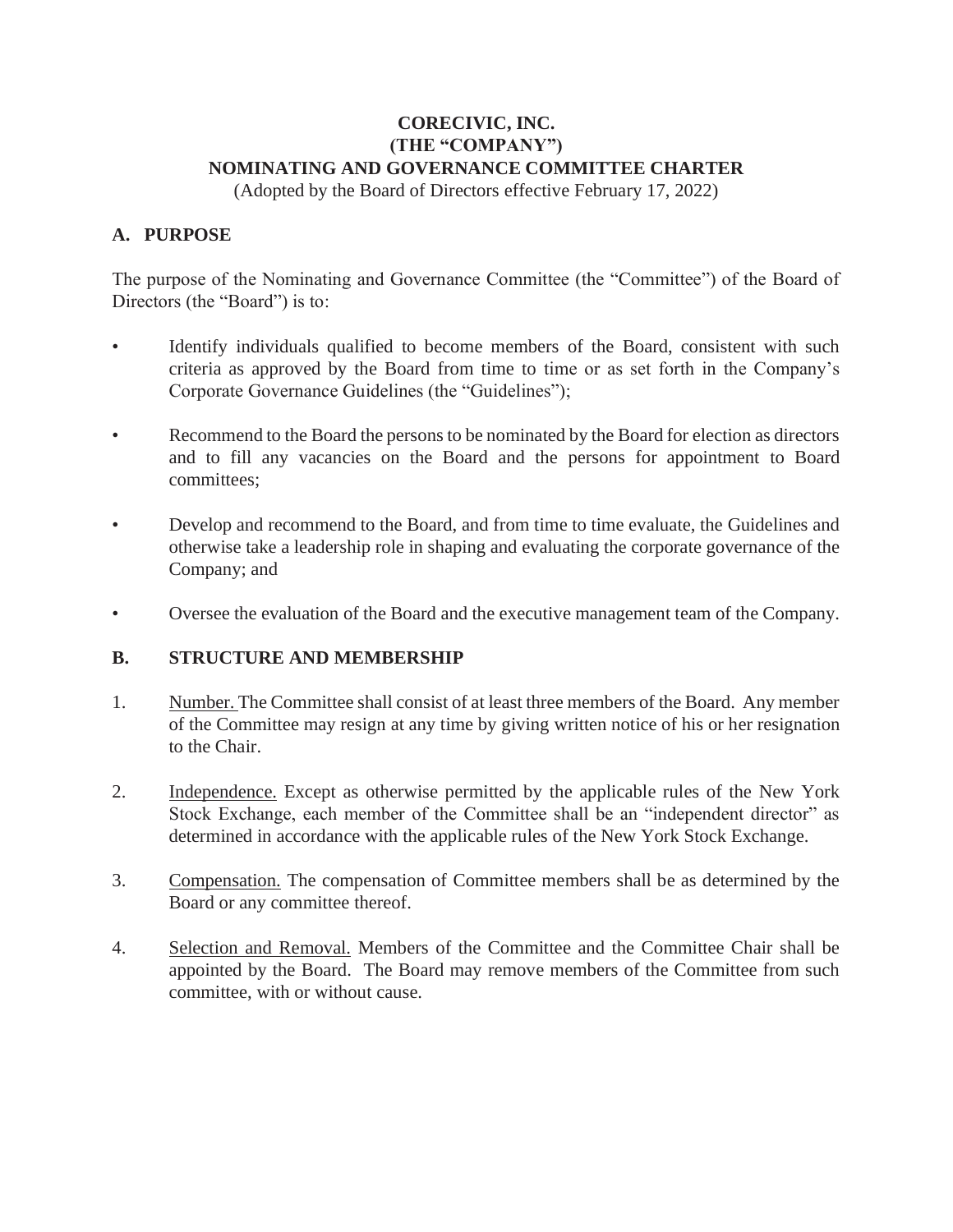# CORECIVIC, INC.
# (THE "COMPANY")
# NOMINATING AND GOVERNANCE COMMITTEE CHARTER

(Adopted by the Board of Directors effective February 17, 2022)

## A. PURPOSE

The purpose of the Nominating and Governance Committee (the "Committee") of the Board of Directors (the "Board") is to:

- Identify individuals qualified to become members of the Board, consistent with such criteria as approved by the Board from time to time or as set forth in the Company's Corporate Governance Guidelines (the "Guidelines");

- Recommend to the Board the persons to be nominated by the Board for election as directors and to fill any vacancies on the Board and the persons for appointment to Board committees;

- Develop and recommend to the Board, and from time to time evaluate, the Guidelines and otherwise take a leadership role in shaping and evaluating the corporate governance of the Company; and

- Oversee the evaluation of the Board and the executive management team of the Company.

## B. STRUCTURE AND MEMBERSHIP

1. Number. The Committee shall consist of at least three members of the Board. Any member of the Committee may resign at any time by giving written notice of his or her resignation to the Chair.

2. Independence. Except as otherwise permitted by the applicable rules of the New York Stock Exchange, each member of the Committee shall be an "independent director" as determined in accordance with the applicable rules of the New York Stock Exchange.

3. Compensation. The compensation of Committee members shall be as determined by the Board or any committee thereof.

4. Selection and Removal. Members of the Committee and the Committee Chair shall be appointed by the Board. The Board may remove members of the Committee from such committee, with or without cause.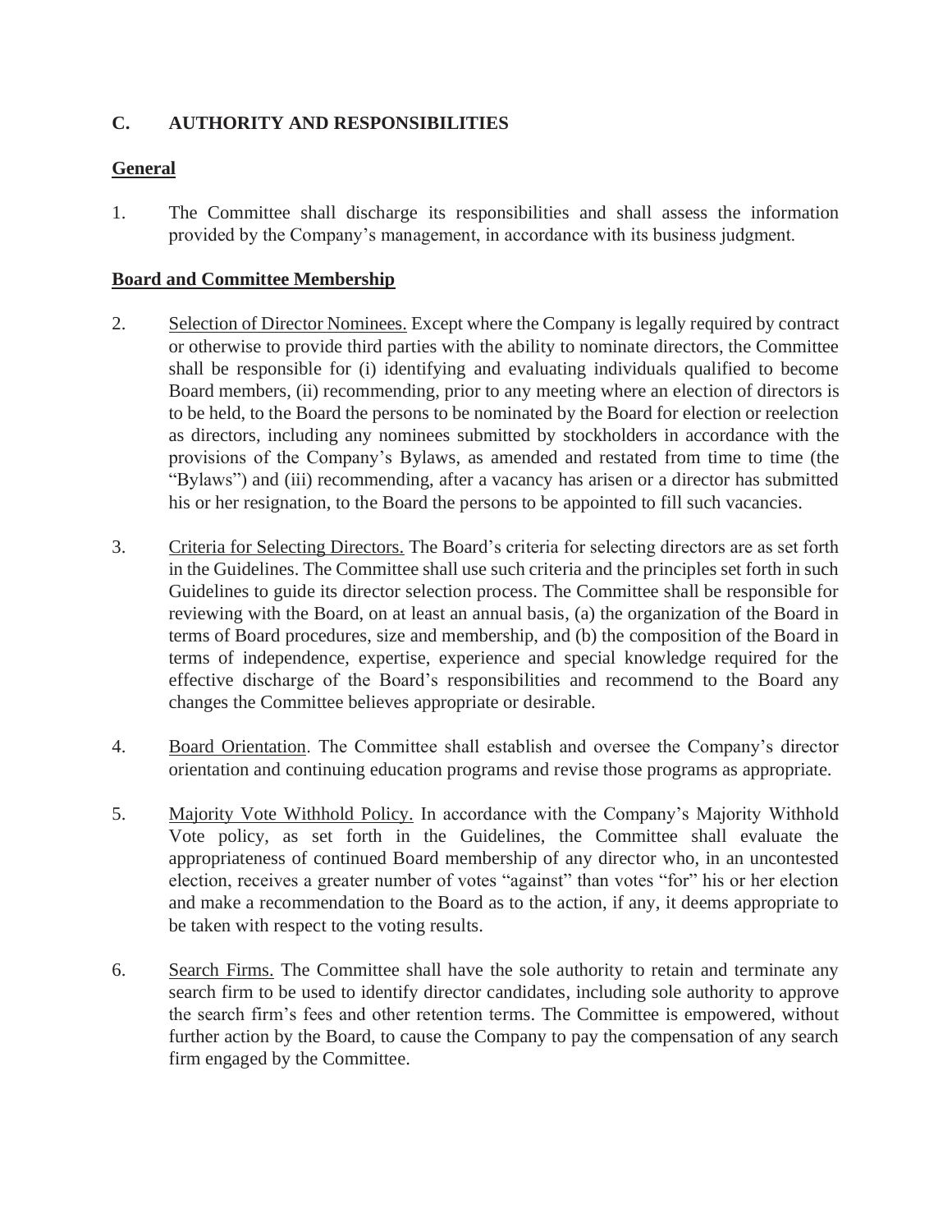## C. AUTHORITY AND RESPONSIBILITIES

**General**

1. The Committee shall discharge its responsibilities and shall assess the information provided by the Company's management, in accordance with its business judgment.

**Board and Committee Membership**

2. Selection of Director Nominees. Except where the Company is legally required by contract or otherwise to provide third parties with the ability to nominate directors, the Committee shall be responsible for (i) identifying and evaluating individuals qualified to become Board members, (ii) recommending, prior to any meeting where an election of directors is to be held, to the Board the persons to be nominated by the Board for election or reelection as directors, including any nominees submitted by stockholders in accordance with the provisions of the Company's Bylaws, as amended and restated from time to time (the "Bylaws") and (iii) recommending, after a vacancy has arisen or a director has submitted his or her resignation, to the Board the persons to be appointed to fill such vacancies.

3. Criteria for Selecting Directors. The Board's criteria for selecting directors are as set forth in the Guidelines. The Committee shall use such criteria and the principles set forth in such Guidelines to guide its director selection process. The Committee shall be responsible for reviewing with the Board, on at least an annual basis, (a) the organization of the Board in terms of Board procedures, size and membership, and (b) the composition of the Board in terms of independence, expertise, experience and special knowledge required for the effective discharge of the Board's responsibilities and recommend to the Board any changes the Committee believes appropriate or desirable.

4. Board Orientation. The Committee shall establish and oversee the Company's director orientation and continuing education programs and revise those programs as appropriate.

5. Majority Vote Withhold Policy. In accordance with the Company's Majority Withhold Vote policy, as set forth in the Guidelines, the Committee shall evaluate the appropriateness of continued Board membership of any director who, in an uncontested election, receives a greater number of votes "against" than votes "for" his or her election and make a recommendation to the Board as to the action, if any, it deems appropriate to be taken with respect to the voting results.

6. Search Firms. The Committee shall have the sole authority to retain and terminate any search firm to be used to identify director candidates, including sole authority to approve the search firm's fees and other retention terms. The Committee is empowered, without further action by the Board, to cause the Company to pay the compensation of any search firm engaged by the Committee.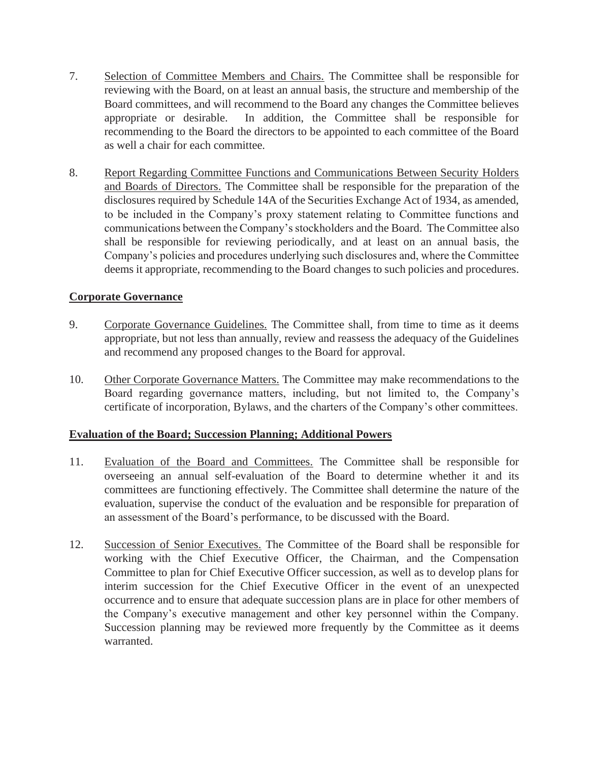7. <u>Selection of Committee Members and Chairs.</u> The Committee shall be responsible for reviewing with the Board, on at least an annual basis, the structure and membership of the Board committees, and will recommend to the Board any changes the Committee believes appropriate or desirable. In addition, the Committee shall be responsible for recommending to the Board the directors to be appointed to each committee of the Board as well a chair for each committee.

8. <u>Report Regarding Committee Functions and Communications Between Security Holders and Boards of Directors.</u> The Committee shall be responsible for the preparation of the disclosures required by Schedule 14A of the Securities Exchange Act of 1934, as amended, to be included in the Company's proxy statement relating to Committee functions and communications between the Company's stockholders and the Board. The Committee also shall be responsible for reviewing periodically, and at least on an annual basis, the Company's policies and procedures underlying such disclosures and, where the Committee deems it appropriate, recommending to the Board changes to such policies and procedures.

**<u>Corporate Governance</u>**

9. <u>Corporate Governance Guidelines.</u> The Committee shall, from time to time as it deems appropriate, but not less than annually, review and reassess the adequacy of the Guidelines and recommend any proposed changes to the Board for approval.

10. <u>Other Corporate Governance Matters.</u> The Committee may make recommendations to the Board regarding governance matters, including, but not limited to, the Company's certificate of incorporation, Bylaws, and the charters of the Company's other committees.

**<u>Evaluation of the Board; Succession Planning; Additional Powers</u>**

11. <u>Evaluation of the Board and Committees.</u> The Committee shall be responsible for overseeing an annual self-evaluation of the Board to determine whether it and its committees are functioning effectively. The Committee shall determine the nature of the evaluation, supervise the conduct of the evaluation and be responsible for preparation of an assessment of the Board's performance, to be discussed with the Board.

12. <u>Succession of Senior Executives.</u> The Committee of the Board shall be responsible for working with the Chief Executive Officer, the Chairman, and the Compensation Committee to plan for Chief Executive Officer succession, as well as to develop plans for interim succession for the Chief Executive Officer in the event of an unexpected occurrence and to ensure that adequate succession plans are in place for other members of the Company's executive management and other key personnel within the Company. Succession planning may be reviewed more frequently by the Committee as it deems warranted.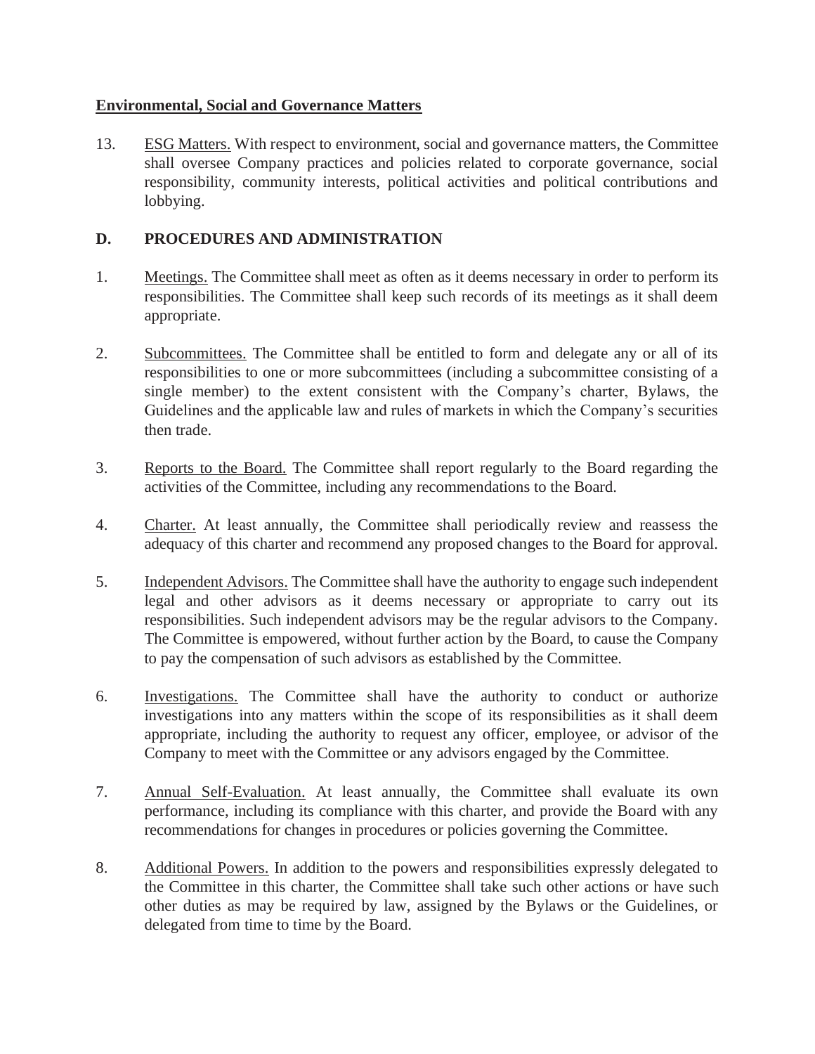**<u>Environmental, Social and Governance Matters</u>**

13. <u>ESG Matters.</u> With respect to environment, social and governance matters, the Committee shall oversee Company practices and policies related to corporate governance, social responsibility, community interests, political activities and political contributions and lobbying.

## D. PROCEDURES AND ADMINISTRATION

1. <u>Meetings.</u> The Committee shall meet as often as it deems necessary in order to perform its responsibilities. The Committee shall keep such records of its meetings as it shall deem appropriate.

2. <u>Subcommittees.</u> The Committee shall be entitled to form and delegate any or all of its responsibilities to one or more subcommittees (including a subcommittee consisting of a single member) to the extent consistent with the Company's charter, Bylaws, the Guidelines and the applicable law and rules of markets in which the Company's securities then trade.

3. <u>Reports to the Board.</u> The Committee shall report regularly to the Board regarding the activities of the Committee, including any recommendations to the Board.

4. <u>Charter.</u> At least annually, the Committee shall periodically review and reassess the adequacy of this charter and recommend any proposed changes to the Board for approval.

5. <u>Independent Advisors.</u> The Committee shall have the authority to engage such independent legal and other advisors as it deems necessary or appropriate to carry out its responsibilities. Such independent advisors may be the regular advisors to the Company. The Committee is empowered, without further action by the Board, to cause the Company to pay the compensation of such advisors as established by the Committee.

6. <u>Investigations.</u> The Committee shall have the authority to conduct or authorize investigations into any matters within the scope of its responsibilities as it shall deem appropriate, including the authority to request any officer, employee, or advisor of the Company to meet with the Committee or any advisors engaged by the Committee.

7. <u>Annual Self-Evaluation.</u> At least annually, the Committee shall evaluate its own performance, including its compliance with this charter, and provide the Board with any recommendations for changes in procedures or policies governing the Committee.

8. <u>Additional Powers.</u> In addition to the powers and responsibilities expressly delegated to the Committee in this charter, the Committee shall take such other actions or have such other duties as may be required by law, assigned by the Bylaws or the Guidelines, or delegated from time to time by the Board.